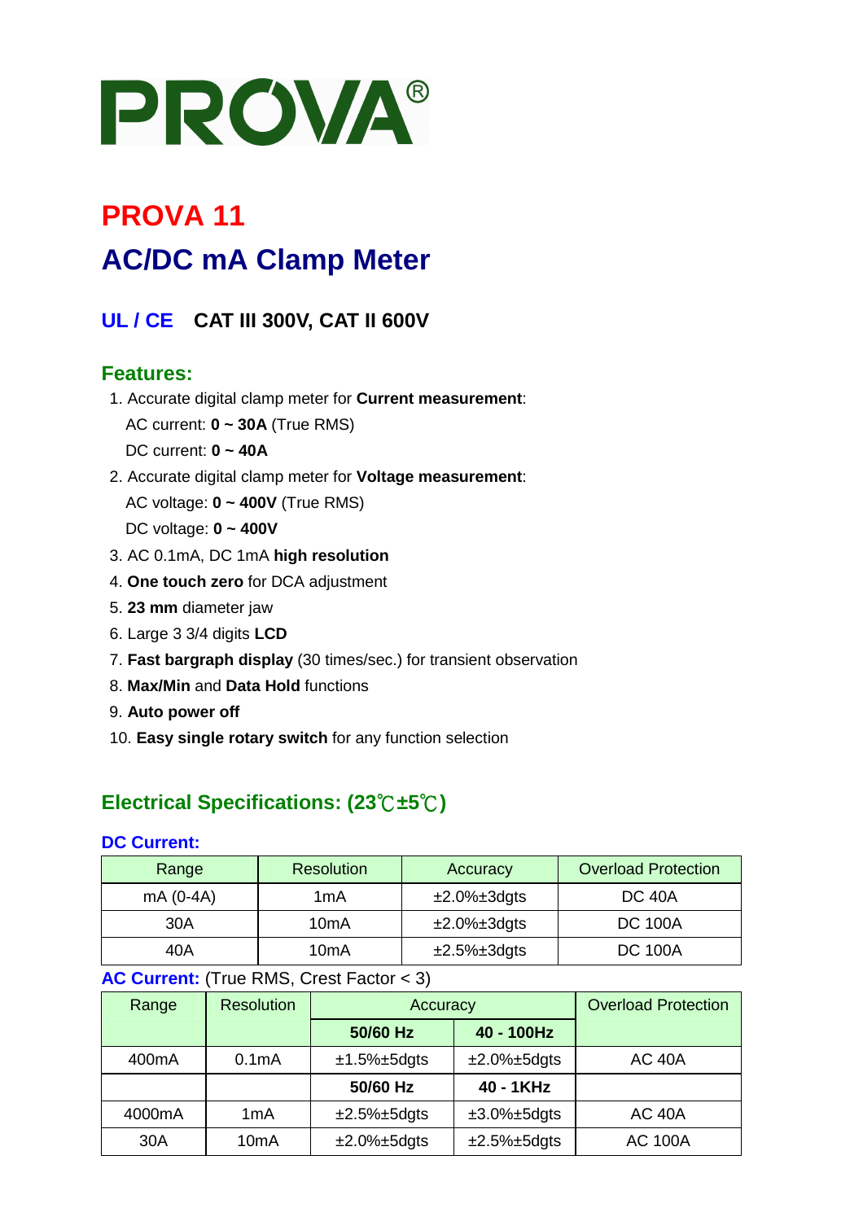# PROVA®

# PROVA 11

# AC/DC mA Clamp Meter

### UL / CE  CAT III 300V, CAT II 600V

## Features:

1. Accurate digital clamp meter for **Current measurement**:
   AC current: **0 ~ 30A** (True RMS)
   DC current: **0 ~ 40A**
2. Accurate digital clamp meter for **Voltage measurement**:
   AC voltage: **0 ~ 400V** (True RMS)
   DC voltage: **0 ~ 400V**
3. AC 0.1mA, DC 1mA **high resolution**
4. **One touch zero** for DCA adjustment
5. **23 mm** diameter jaw
6. Large 3 3/4 digits **LCD**
7. **Fast bargraph display** (30 times/sec.) for transient observation
8. **Max/Min** and **Data Hold** functions
9. **Auto power off**
10. **Easy single rotary switch** for any function selection

## Electrical Specifications: (23℃±5℃)

### DC Current:

| Range | Resolution | Accuracy | Overload Protection |
|---|---|---|---|
| mA (0-4A) | 1mA | ±2.0%±3dgts | DC 40A |
| 30A | 10mA | ±2.0%±3dgts | DC 100A |
| 40A | 10mA | ±2.5%±3dgts | DC 100A |

### AC Current: (True RMS, Crest Factor < 3)

| Range | Resolution | Accuracy | | Overload Protection |
|---|---|---|---|---|
| | | **50/60 Hz** | **40 - 100Hz** | |
| 400mA | 0.1mA | ±1.5%±5dgts | ±2.0%±5dgts | AC 40A |
| | | **50/60 Hz** | **40 - 1KHz** | |
| 4000mA | 1mA | ±2.5%±5dgts | ±3.0%±5dgts | AC 40A |
| 30A | 10mA | ±2.0%±5dgts | ±2.5%±5dgts | AC 100A |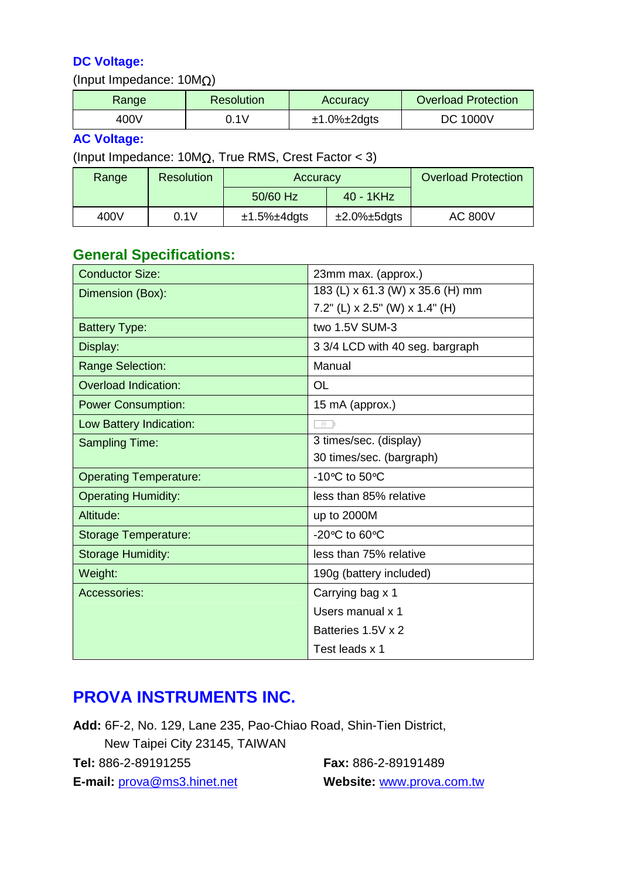### DC Voltage:

(Input Impedance: 10MΩ)

| Range | Resolution | Accuracy | Overload Protection |
|---|---|---|---|
| 400V | 0.1V | ±1.0%±2dgts | DC 1000V |

### AC Voltage:

(Input Impedance: 10MΩ, True RMS, Crest Factor < 3)

| Range | Resolution | Accuracy | | Overload Protection |
|---|---|---|---|---|
| | | 50/60 Hz | 40 - 1KHz | |
| 400V | 0.1V | ±1.5%±4dgts | ±2.0%±5dgts | AC 800V |

## General Specifications:

| | |
|---|---|
| Conductor Size: | 23mm max. (approx.) |
| Dimension (Box): | 183 (L) x 61.3 (W) x 35.6 (H) mm<br>7.2" (L) x 2.5" (W) x 1.4" (H) |
| Battery Type: | two 1.5V SUM-3 |
| Display: | 3 3/4 LCD with 40 seg. bargraph |
| Range Selection: | Manual |
| Overload Indication: | OL |
| Power Consumption: | 15 mA (approx.) |
| Low Battery Indication: | |
| Sampling Time: | 3 times/sec. (display)<br>30 times/sec. (bargraph) |
| Operating Temperature: | -10℃ to 50℃ |
| Operating Humidity: | less than 85% relative |
| Altitude: | up to 2000M |
| Storage Temperature: | -20℃ to 60℃ |
| Storage Humidity: | less than 75% relative |
| Weight: | 190g (battery included) |
| Accessories: | Carrying bag x 1<br>Users manual x 1<br>Batteries 1.5V x 2<br>Test leads x 1 |

## PROVA INSTRUMENTS INC.

**Add:** 6F-2, No. 129, Lane 235, Pao-Chiao Road, Shin-Tien District,
New Taipei City 23145, TAIWAN

**Tel:** 886-2-89191255

**Fax:** 886-2-89191489

**E-mail:** prova@ms3.hinet.net

**Website:** www.prova.com.tw